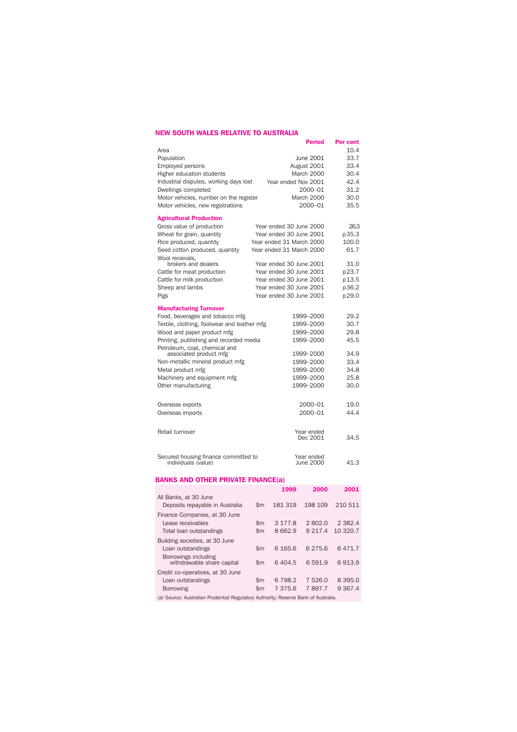## NEW SOUTH WALES RELATIVE TO AUSTRALIA

| | Period | Per cent |
|---|---|---|
| Area | | 10.4 |
| Population | June 2001 | 33.7 |
| Employed persons | August 2001 | 33.4 |
| Higher education students | March 2000 | 30.4 |
| Industrial disputes, working days lost | Year ended Nov 2001 | 42.4 |
| Dwellings completed | 2000–01 | 31.2 |
| Motor vehicles, number on the register | March 2000 | 30.0 |
| Motor vehicles, new registrations | 2000–01 | 35.5 |
| **Agricultural Production** | | |
| Gross value of production | Year ended 30 June 2000 | 26.3 |
| Wheat for grain, quantity | Year ended 30 June 2001 | p35.3 |
| Rice produced, quantity | Year ended 31 March 2000 | 100.0 |
| Seed cotton produced, quantity | Year ended 31 March 2000 | 61.7 |
| Wool receivals, brokers and dealers | Year ended 30 June 2001 | 31.0 |
| Cattle for meat production | Year ended 30 June 2001 | p23.7 |
| Cattle for milk production | Year ended 30 June 2001 | p13.5 |
| Sheep and lambs | Year ended 30 June 2001 | p36.2 |
| Pigs | Year ended 30 June 2001 | p29.0 |
| **Manufacturing Turnover** | | |
| Food, beverages and tobacco mfg | 1999–2000 | 29.2 |
| Textile, clothing, footwear and leather mfg | 1999–2000 | 30.7 |
| Wood and paper product mfg | 1999–2000 | 29.8 |
| Printing, publishing and recorded media | 1999–2000 | 45.5 |
| Petroleum, coal, chemical and associated product mfg | 1999–2000 | 34.9 |
| Non-metallic mineral product mfg | 1999–2000 | 33.4 |
| Metal product mfg | 1999–2000 | 34.8 |
| Machinery and equipment mfg | 1999–2000 | 25.8 |
| Other manufacturing | 1999–2000 | 30.0 |
| Overseas exports | 2000–01 | 19.0 |
| Overseas imports | 2000–01 | 44.4 |
| Retail turnover | Year ended Dec 2001 | 34.5 |
| Secured housing finance committed to individuals (value) | Year ended June 2000 | 41.3 |

## BANKS AND OTHER PRIVATE FINANCE(a)

| | | 1999 | 2000 | 2001 |
|---|---|---|---|---|
| All Banks, at 30 June | | | | |
| Deposits repayable in Australia | $m | 181 319 | 198 109 | 210 511 |
| Finance Companies, at 30 June | | | | |
| Lease receivables | $m | 3 177.8 | 2 802.0 | 2 382.4 |
| Total loan outstandings | $m | 8 662.9 | 9 217.4 | 10 320.7 |
| Building societies, at 30 June | | | | |
| Loan outstandings | $m | 6 165.6 | 6 275.6 | 6 471.7 |
| Borrowings including withdrawable share capital | $m | 6 404.5 | 6 591.9 | 6 913.9 |
| Credit co-operatives, at 30 June | | | | |
| Loan outstandings | $m | 6 798.2 | 7 526.0 | 8 395.0 |
| Borrowing | $m | 7 375.6 | 7 897.7 | 9 367.4 |

(a) Source: Australian Prudential Regulatory Authority; Reserve Bank of Australia.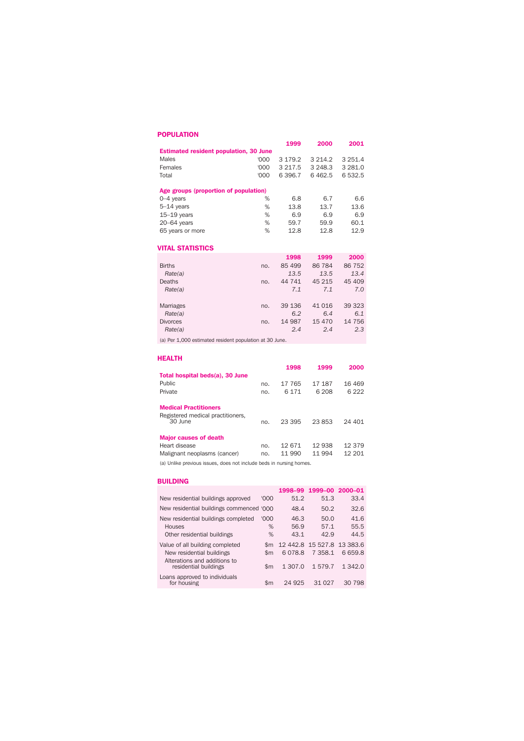## POPULATION

| | | 1999 | 2000 | 2001 |
|---|---|---|---|---|
| **Estimated resident population, 30 June** | | | | |
| Males | '000 | 3 179.2 | 3 214.2 | 3 251.4 |
| Females | '000 | 3 217.5 | 3 248.3 | 3 281.0 |
| Total | '000 | 6 396.7 | 6 462.5 | 6 532.5 |
| **Age groups (proportion of population)** | | | | |
| 0–4 years | % | 6.8 | 6.7 | 6.6 |
| 5–14 years | % | 13.8 | 13.7 | 13.6 |
| 15–19 years | % | 6.9 | 6.9 | 6.9 |
| 20–64 years | % | 59.7 | 59.9 | 60.1 |
| 65 years or more | % | 12.8 | 12.8 | 12.9 |

## VITAL STATISTICS

| | | 1998 | 1999 | 2000 |
|---|---|---|---|---|
| Births | no. | 85 499 | 86 784 | 86 752 |
| *Rate(a)* | | *13.5* | *13.5* | *13.4* |
| Deaths | no. | 44 741 | 45 215 | 45 409 |
| *Rate(a)* | | *7.1* | *7.1* | *7.0* |
| Marriages | no. | 39 136 | 41 016 | 39 323 |
| *Rate(a)* | | *6.2* | *6.4* | *6.1* |
| Divorces | no. | 14 987 | 15 470 | 14 756 |
| *Rate(a)* | | *2.4* | *2.4* | *2.3* |

(a) Per 1,000 estimated resident population at 30 June.

## HEALTH

| | | 1998 | 1999 | 2000 |
|---|---|---|---|---|
| **Total hospital beds(a), 30 June** | | | | |
| Public | no. | 17 765 | 17 187 | 16 469 |
| Private | no. | 6 171 | 6 208 | 6 222 |
| **Medical Practitioners** | | | | |
| Registered medical practitioners, 30 June | no. | 23 395 | 23 853 | 24 401 |
| **Major causes of death** | | | | |
| Heart disease | no. | 12 671 | 12 938 | 12 379 |
| Malignant neoplasms (cancer) | no. | 11 990 | 11 994 | 12 201 |

(a) Unlike previous issues, does not include beds in nursing homes.

## BUILDING

| | | 1998–99 | 1999–00 | 2000–01 |
|---|---|---|---|---|
| New residential buildings approved | '000 | 51.2 | 51.3 | 33.4 |
| New residential buildings commenced | '000 | 48.4 | 50.2 | 32.6 |
| New residential buildings completed | '000 | 46.3 | 50.0 | 41.6 |
| Houses | % | 56.9 | 57.1 | 55.5 |
| Other residential buildings | % | 43.1 | 42.9 | 44.5 |
| Value of all building completed | $m | 12 442.8 | 15 527.8 | 13 383.6 |
| New residential buildings | $m | 6 078.8 | 7 358.1 | 6 659.8 |
| Alterations and additions to residential buildings | $m | 1 307.0 | 1 579.7 | 1 342.0 |
| Loans approved to individuals for housing | $m | 24 925 | 31 027 | 30 798 |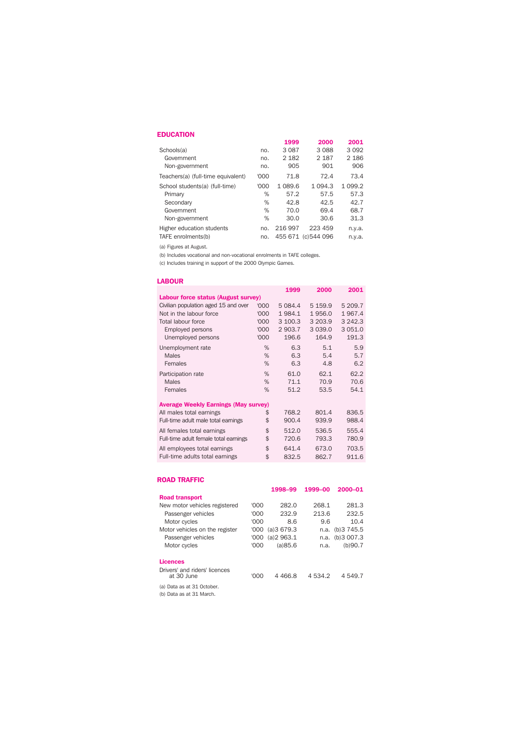## EDUCATION

| | | 1999 | 2000 | 2001 |
|---|---|---|---|---|
| Schools(a) | no. | 3 087 | 3 088 | 3 092 |
| Government | no. | 2 182 | 2 187 | 2 186 |
| Non-government | no. | 905 | 901 | 906 |
| Teachers(a) (full-time equivalent) | '000 | 71.8 | 72.4 | 73.4 |
| School students(a) (full-time) | '000 | 1 089.6 | 1 094.3 | 1 099.2 |
| Primary | % | 57.2 | 57.5 | 57.3 |
| Secondary | % | 42.8 | 42.5 | 42.7 |
| Government | % | 70.0 | 69.4 | 68.7 |
| Non-government | % | 30.0 | 30.6 | 31.3 |
| Higher education students | no. | 216 997 | 223 459 | n.y.a. |
| TAFE enrolments(b) | no. | 455 671 | (c)544 096 | n.y.a. |

(a) Figures at August.

(b) Includes vocational and non-vocational enrolments in TAFE colleges.

(c) Includes training in support of the 2000 Olympic Games.

## LABOUR

| | | 1999 | 2000 | 2001 |
|---|---|---|---|---|
| **Labour force status (August survey)** | | | | |
| Civilian population aged 15 and over | '000 | 5 084.4 | 5 159.9 | 5 209.7 |
| Not in the labour force | '000 | 1 984.1 | 1 956.0 | 1 967.4 |
| Total labour force | '000 | 3 100.3 | 3 203.9 | 3 242.3 |
| Employed persons | '000 | 2 903.7 | 3 039.0 | 3 051.0 |
| Unemployed persons | '000 | 196.6 | 164.9 | 191.3 |
| Unemployment rate | % | 6.3 | 5.1 | 5.9 |
| Males | % | 6.3 | 5.4 | 5.7 |
| Females | % | 6.3 | 4.8 | 6.2 |
| Participation rate | % | 61.0 | 62.1 | 62.2 |
| Males | % | 71.1 | 70.9 | 70.6 |
| Females | % | 51.2 | 53.5 | 54.1 |
| **Average Weekly Earnings (May survey)** | | | | |
| All males total earnings | $ | 768.2 | 801.4 | 836.5 |
| Full-time adult male total earnings | $ | 900.4 | 939.9 | 988.4 |
| All females total earnings | $ | 512.0 | 536.5 | 555.4 |
| Full-time adult female total earnings | $ | 720.6 | 793.3 | 780.9 |
| All employees total earnings | $ | 641.4 | 673.0 | 703.5 |
| Full-time adults total earnings | $ | 832.5 | 862.7 | 911.6 |

## ROAD TRAFFIC

| | | 1998–99 | 1999–00 | 2000–01 |
|---|---|---|---|---|
| **Road transport** | | | | |
| New motor vehicles registered | '000 | 282.0 | 268.1 | 281.3 |
| Passenger vehicles | '000 | 232.9 | 213.6 | 232.5 |
| Motor cycles | '000 | 8.6 | 9.6 | 10.4 |
| Motor vehicles on the register | '000 | (a)3 679.3 | n.a. | (b)3 745.5 |
| Passenger vehicles | '000 | (a)2 963.1 | n.a. | (b)3 007.3 |
| Motor cycles | '000 | (a)85.6 | n.a. | (b)90.7 |
| **Licences** | | | | |
| Drivers' and riders' licences at 30 June | '000 | 4 466.8 | 4 534.2 | 4 549.7 |

(a) Data as at 31 October.

(b) Data as at 31 March.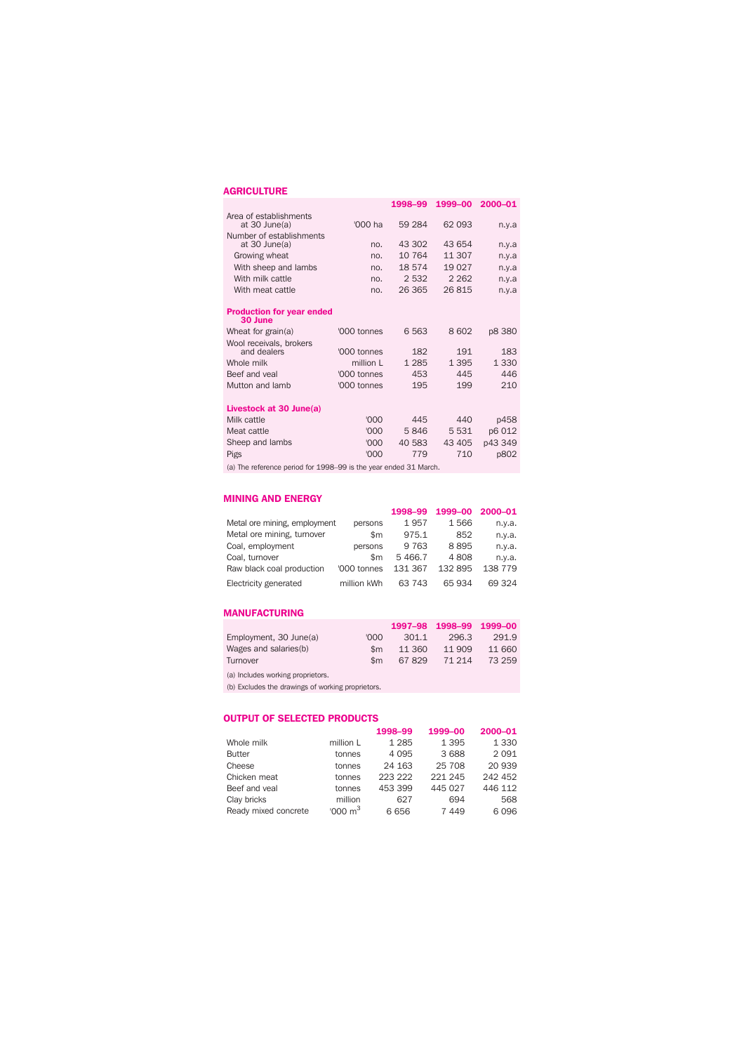## AGRICULTURE

| | | 1998–99 | 1999–00 | 2000–01 |
|---|---|---|---|---|
| Area of establishments at 30 June(a) | '000 ha | 59 284 | 62 093 | n.y.a |
| Number of establishments at 30 June(a) | no. | 43 302 | 43 654 | n.y.a |
| Growing wheat | no. | 10 764 | 11 307 | n.y.a |
| With sheep and lambs | no. | 18 574 | 19 027 | n.y.a |
| With milk cattle | no. | 2 532 | 2 262 | n.y.a |
| With meat cattle | no. | 26 365 | 26 815 | n.y.a |
| **Production for year ended 30 June** | | | | |
| Wheat for grain(a) | '000 tonnes | 6 563 | 8 602 | p8 380 |
| Wool receivals, brokers and dealers | '000 tonnes | 182 | 191 | 183 |
| Whole milk | million L | 1 285 | 1 395 | 1 330 |
| Beef and veal | '000 tonnes | 453 | 445 | 446 |
| Mutton and lamb | '000 tonnes | 195 | 199 | 210 |
| **Livestock at 30 June(a)** | | | | |
| Milk cattle | '000 | 445 | 440 | p458 |
| Meat cattle | '000 | 5 846 | 5 531 | p6 012 |
| Sheep and lambs | '000 | 40 583 | 43 405 | p43 349 |
| Pigs | '000 | 779 | 710 | p802 |

(a) The reference period for 1998–99 is the year ended 31 March.

## MINING AND ENERGY

| | | 1998–99 | 1999–00 | 2000–01 |
|---|---|---|---|---|
| Metal ore mining, employment | persons | 1 957 | 1 566 | n.y.a. |
| Metal ore mining, turnover | $m | 975.1 | 852 | n.y.a. |
| Coal, employment | persons | 9 763 | 8 895 | n.y.a. |
| Coal, turnover | $m | 5 466.7 | 4 808 | n.y.a. |
| Raw black coal production | '000 tonnes | 131 367 | 132 895 | 138 779 |
| Electricity generated | million kWh | 63 743 | 65 934 | 69 324 |

## MANUFACTURING

| | | 1997–98 | 1998–99 | 1999–00 |
|---|---|---|---|---|
| Employment, 30 June(a) | '000 | 301.1 | 296.3 | 291.9 |
| Wages and salaries(b) | $m | 11 360 | 11 909 | 11 660 |
| Turnover | $m | 67 829 | 71 214 | 73 259 |

(a) Includes working proprietors.

(b) Excludes the drawings of working proprietors.

## OUTPUT OF SELECTED PRODUCTS

| | | 1998–99 | 1999–00 | 2000–01 |
|---|---|---|---|---|
| Whole milk | million L | 1 285 | 1 395 | 1 330 |
| Butter | tonnes | 4 095 | 3 688 | 2 091 |
| Cheese | tonnes | 24 163 | 25 708 | 20 939 |
| Chicken meat | tonnes | 223 222 | 221 245 | 242 452 |
| Beef and veal | tonnes | 453 399 | 445 027 | 446 112 |
| Clay bricks | million | 627 | 694 | 568 |
| Ready mixed concrete | '000 $m^3$ | 6 656 | 7 449 | 6 096 |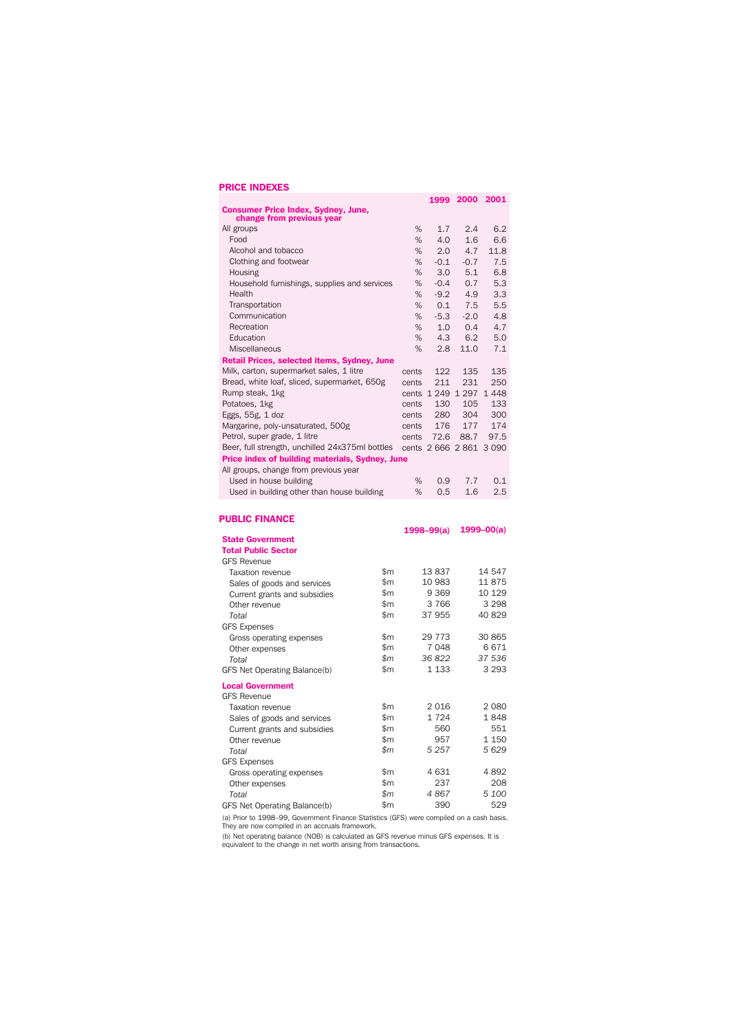## PRICE INDEXES

| | | 1999 | 2000 | 2001 |
|---|---|---|---|---|
| **Consumer Price Index, Sydney, June, change from previous year** | | | | |
| All groups | % | 1.7 | 2.4 | 6.2 |
| Food | % | 4.0 | 1.6 | 6.6 |
| Alcohol and tobacco | % | 2.0 | 4.7 | 11.8 |
| Clothing and footwear | % | -0.1 | -0.7 | 7.5 |
| Housing | % | 3.0 | 5.1 | 6.8 |
| Household furnishings, supplies and services | % | -0.4 | 0.7 | 5.3 |
| Health | % | -9.2 | 4.9 | 3.3 |
| Transportation | % | 0.1 | 7.5 | 5.5 |
| Communication | % | -5.3 | -2.0 | 4.8 |
| Recreation | % | 1.0 | 0.4 | 4.7 |
| Education | % | 4.3 | 6.2 | 5.0 |
| Miscellaneous | % | 2.8 | 11.0 | 7.1 |
| **Retail Prices, selected items, Sydney, June** | | | | |
| Milk, carton, supermarket sales, 1 litre | cents | 122 | 135 | 135 |
| Bread, white loaf, sliced, supermarket, 650g | cents | 211 | 231 | 250 |
| Rump steak, 1kg | cents | 1 249 | 1 297 | 1 448 |
| Potatoes, 1kg | cents | 130 | 105 | 133 |
| Eggs, 55g, 1 doz | cents | 280 | 304 | 300 |
| Margarine, poly-unsaturated, 500g | cents | 176 | 177 | 174 |
| Petrol, super grade, 1 litre | cents | 72.6 | 88.7 | 97.5 |
| Beer, full strength, unchilled 24x375ml bottles | cents | 2 666 | 2 861 | 3 090 |
| **Price index of building materials, Sydney, June** | | | | |
| All groups, change from previous year | | | | |
| Used in house building | % | 0.9 | 7.7 | 0.1 |
| Used in building other than house building | % | 0.5 | 1.6 | 2.5 |

## PUBLIC FINANCE

| | | 1998–99(a) | 1999–00(a) |
|---|---|---|---|
| **State Government** | | | |
| **Total Public Sector** | | | |
| GFS Revenue | | | |
| Taxation revenue | $m | 13 837 | 14 547 |
| Sales of goods and services | $m | 10 983 | 11 875 |
| Current grants and subsidies | $m | 9 369 | 10 129 |
| Other revenue | $m | 3 766 | 3 298 |
| *Total* | $m | 37 955 | 40 829 |
| GFS Expenses | | | |
| Gross operating expenses | $m | 29 773 | 30 865 |
| Other expenses | $m | 7 048 | 6 671 |
| *Total* | *$m* | *36 822* | *37 536* |
| GFS Net Operating Balance(b) | $m | 1 133 | 3 293 |
| **Local Government** | | | |
| GFS Revenue | | | |
| Taxation revenue | $m | 2 016 | 2 080 |
| Sales of goods and services | $m | 1 724 | 1 848 |
| Current grants and subsidies | $m | 560 | 551 |
| Other revenue | $m | 957 | 1 150 |
| *Total* | *$m* | *5 257* | *5 629* |
| GFS Expenses | | | |
| Gross operating expenses | $m | 4 631 | 4 892 |
| Other expenses | $m | 237 | 208 |
| *Total* | *$m* | *4 867* | *5 100* |
| GFS Net Operating Balance(b) | $m | 390 | 529 |

(a) Prior to 1998–99, Government Finance Statistics (GFS) were compiled on a cash basis. They are now compiled in an accruals framework.

(b) Net operating balance (NOB) is calculated as GFS revenue minus GFS expenses. It is equivalent to the change in net worth arising from transactions.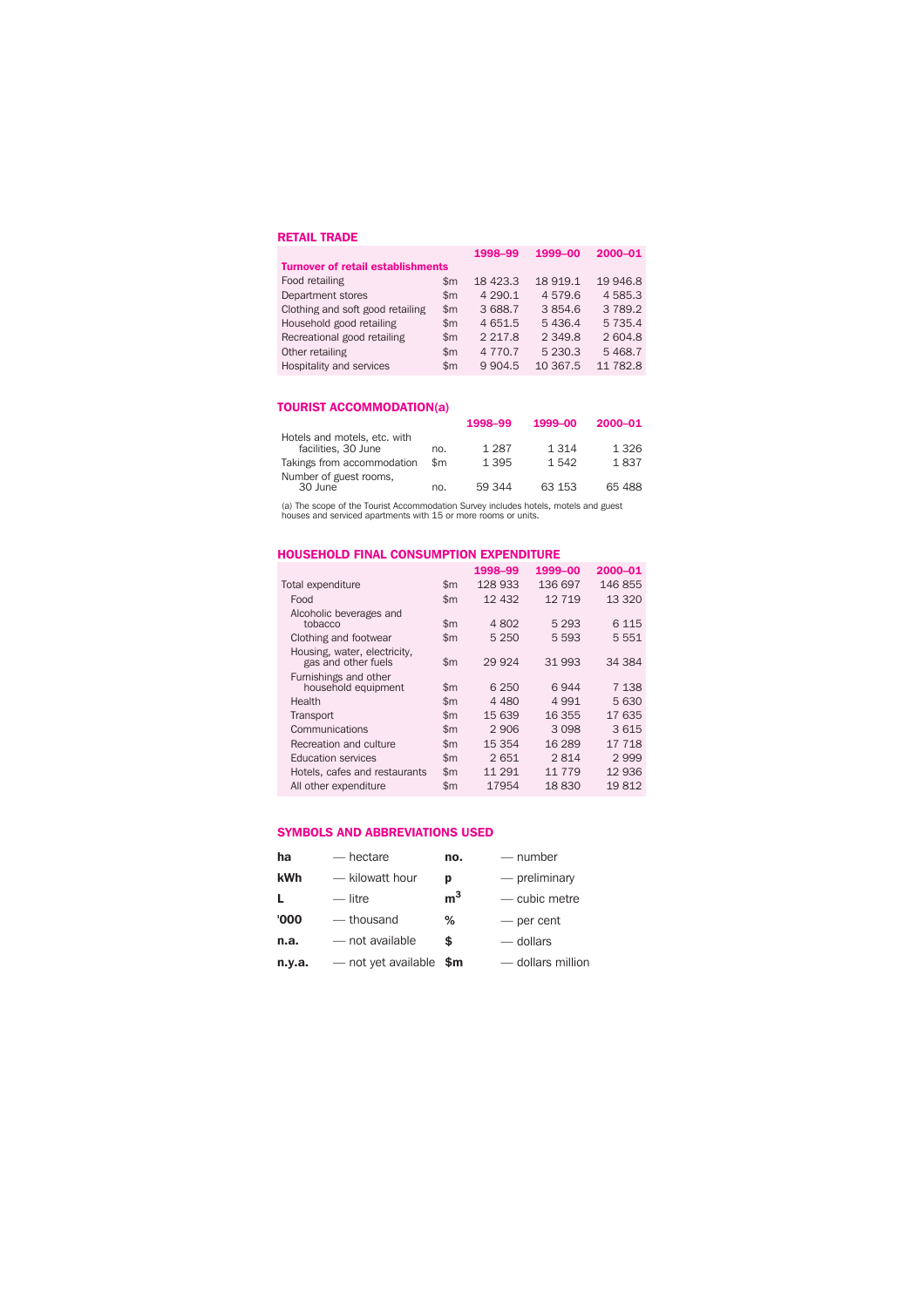## RETAIL TRADE

| | | 1998–99 | 1999–00 | 2000–01 |
|---|---|---|---|---|
| **Turnover of retail establishments** | | | | |
| Food retailing | $m | 18 423.3 | 18 919.1 | 19 946.8 |
| Department stores | $m | 4 290.1 | 4 579.6 | 4 585.3 |
| Clothing and soft good retailing | $m | 3 688.7 | 3 854.6 | 3 789.2 |
| Household good retailing | $m | 4 651.5 | 5 436.4 | 5 735.4 |
| Recreational good retailing | $m | 2 217.8 | 2 349.8 | 2 604.8 |
| Other retailing | $m | 4 770.7 | 5 230.3 | 5 468.7 |
| Hospitality and services | $m | 9 904.5 | 10 367.5 | 11 782.8 |

## TOURIST ACCOMMODATION(a)

| | | 1998–99 | 1999–00 | 2000–01 |
|---|---|---|---|---|
| Hotels and motels, etc. with facilities, 30 June | no. | 1 287 | 1 314 | 1 326 |
| Takings from accommodation | $m | 1 395 | 1 542 | 1 837 |
| Number of guest rooms, 30 June | no. | 59 344 | 63 153 | 65 488 |

(a) The scope of the Tourist Accommodation Survey includes hotels, motels and guest houses and serviced apartments with 15 or more rooms or units.

## HOUSEHOLD FINAL CONSUMPTION EXPENDITURE

| | | 1998–99 | 1999–00 | 2000–01 |
|---|---|---|---|---|
| Total expenditure | $m | 128 933 | 136 697 | 146 855 |
| Food | $m | 12 432 | 12 719 | 13 320 |
| Alcoholic beverages and tobacco | $m | 4 802 | 5 293 | 6 115 |
| Clothing and footwear | $m | 5 250 | 5 593 | 5 551 |
| Housing, water, electricity, gas and other fuels | $m | 29 924 | 31 993 | 34 384 |
| Furnishings and other household equipment | $m | 6 250 | 6 944 | 7 138 |
| Health | $m | 4 480 | 4 991 | 5 630 |
| Transport | $m | 15 639 | 16 355 | 17 635 |
| Communications | $m | 2 906 | 3 098 | 3 615 |
| Recreation and culture | $m | 15 354 | 16 289 | 17 718 |
| Education services | $m | 2 651 | 2 814 | 2 999 |
| Hotels, cafes and restaurants | $m | 11 291 | 11 779 | 12 936 |
| All other expenditure | $m | 17954 | 18 830 | 19 812 |

## SYMBOLS AND ABBREVIATIONS USED

| | | | |
|---|---|---|---|
| **ha** | — hectare | **no.** | — number |
| **kWh** | — kilowatt hour | **p** | — preliminary |
| **L** | — litre | **$m^3$** | — cubic metre |
| **'000** | — thousand | **%** | — per cent |
| **n.a.** | — not available | **$** | — dollars |
| **n.y.a.** | — not yet available | **$m** | — dollars million |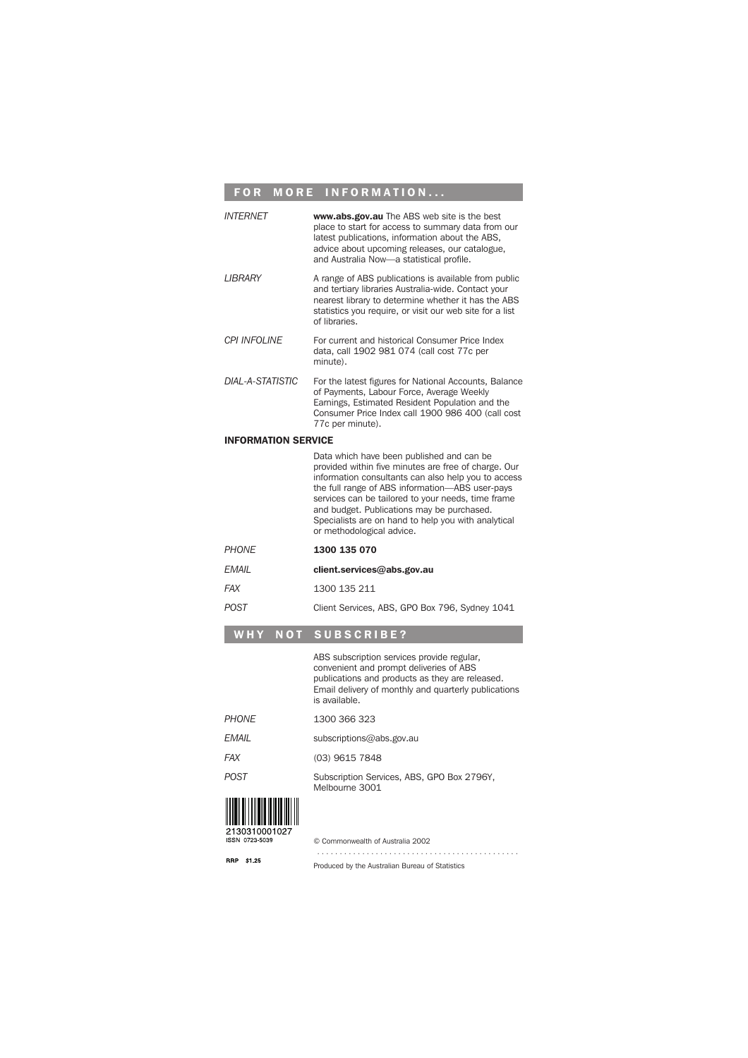## FOR MORE INFORMATION...

*INTERNET* **www.abs.gov.au** The ABS web site is the best place to start for access to summary data from our latest publications, information about the ABS, advice about upcoming releases, our catalogue, and Australia Now—a statistical profile.

*LIBRARY* A range of ABS publications is available from public and tertiary libraries Australia-wide. Contact your nearest library to determine whether it has the ABS statistics you require, or visit our web site for a list of libraries.

*CPI INFOLINE* For current and historical Consumer Price Index data, call 1902 981 074 (call cost 77c per minute).

*DIAL-A-STATISTIC* For the latest figures for National Accounts, Balance of Payments, Labour Force, Average Weekly Earnings, Estimated Resident Population and the Consumer Price Index call 1900 986 400 (call cost 77c per minute).

### INFORMATION SERVICE

Data which have been published and can be provided within five minutes are free of charge. Our information consultants can also help you to access the full range of ABS information—ABS user-pays services can be tailored to your needs, time frame and budget. Publications may be purchased. Specialists are on hand to help you with analytical or methodological advice.

*PHONE* **1300 135 070**

*EMAIL* **client.services@abs.gov.au**

*FAX* 1300 135 211

*POST* Client Services, ABS, GPO Box 796, Sydney 1041

## WHY NOT SUBSCRIBE?

ABS subscription services provide regular, convenient and prompt deliveries of ABS publications and products as they are released. Email delivery of monthly and quarterly publications is available.

*PHONE* 1300 366 323

*EMAIL* subscriptions@abs.gov.au

*FAX* (03) 9615 7848

*POST* Subscription Services, ABS, GPO Box 2796Y, Melbourne 3001

2130310001027
ISSN 0723-5039

RRP $1.25

© Commonwealth of Australia 2002

Produced by the Australian Bureau of Statistics